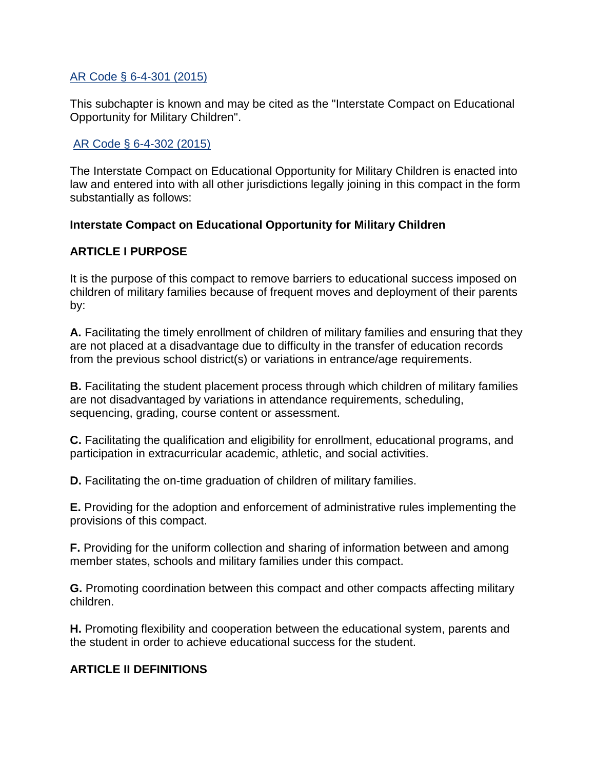[AR Code § 6-4-301 (2015)]

This subchapter is known and may be cited as the "Interstate Compact on Educational Opportunity for Military Children".

[AR Code § 6-4-302 (2015)]

The Interstate Compact on Educational Opportunity for Military Children is enacted into law and entered into with all other jurisdictions legally joining in this compact in the form substantially as follows:

**Interstate Compact on Educational Opportunity for Military Children**

**ARTICLE I PURPOSE**

It is the purpose of this compact to remove barriers to educational success imposed on children of military families because of frequent moves and deployment of their parents by:

**A.** Facilitating the timely enrollment of children of military families and ensuring that they are not placed at a disadvantage due to difficulty in the transfer of education records from the previous school district(s) or variations in entrance/age requirements.

**B.** Facilitating the student placement process through which children of military families are not disadvantaged by variations in attendance requirements, scheduling, sequencing, grading, course content or assessment.

**C.** Facilitating the qualification and eligibility for enrollment, educational programs, and participation in extracurricular academic, athletic, and social activities.

**D.** Facilitating the on-time graduation of children of military families.

**E.** Providing for the adoption and enforcement of administrative rules implementing the provisions of this compact.

**F.** Providing for the uniform collection and sharing of information between and among member states, schools and military families under this compact.

**G.** Promoting coordination between this compact and other compacts affecting military children.

**H.** Promoting flexibility and cooperation between the educational system, parents and the student in order to achieve educational success for the student.

**ARTICLE II DEFINITIONS**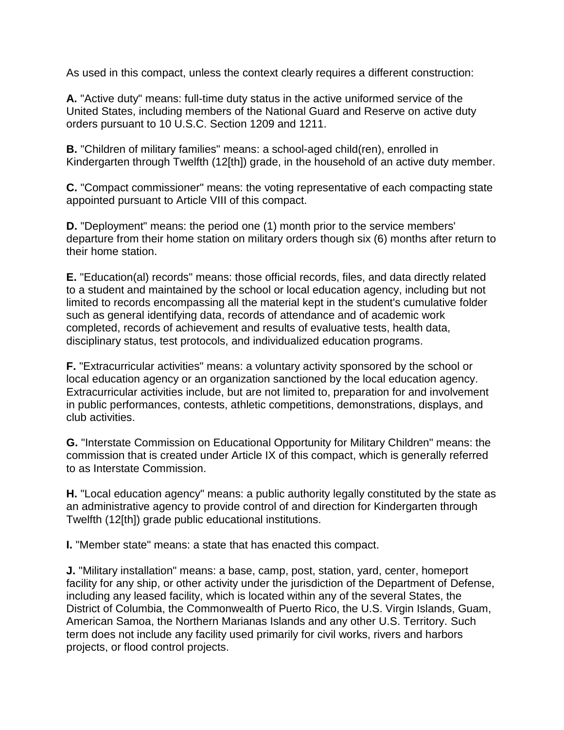As used in this compact, unless the context clearly requires a different construction:

**A.** "Active duty" means: full-time duty status in the active uniformed service of the United States, including members of the National Guard and Reserve on active duty orders pursuant to 10 U.S.C. Section 1209 and 1211.

**B.** "Children of military families" means: a school-aged child(ren), enrolled in Kindergarten through Twelfth (12[th]) grade, in the household of an active duty member.

**C.** "Compact commissioner" means: the voting representative of each compacting state appointed pursuant to Article VIII of this compact.

**D.** "Deployment" means: the period one (1) month prior to the service members' departure from their home station on military orders though six (6) months after return to their home station.

**E.** "Education(al) records" means: those official records, files, and data directly related to a student and maintained by the school or local education agency, including but not limited to records encompassing all the material kept in the student's cumulative folder such as general identifying data, records of attendance and of academic work completed, records of achievement and results of evaluative tests, health data, disciplinary status, test protocols, and individualized education programs.

**F.** "Extracurricular activities" means: a voluntary activity sponsored by the school or local education agency or an organization sanctioned by the local education agency. Extracurricular activities include, but are not limited to, preparation for and involvement in public performances, contests, athletic competitions, demonstrations, displays, and club activities.

**G.** "Interstate Commission on Educational Opportunity for Military Children" means: the commission that is created under Article IX of this compact, which is generally referred to as Interstate Commission.

**H.** "Local education agency" means: a public authority legally constituted by the state as an administrative agency to provide control of and direction for Kindergarten through Twelfth (12[th]) grade public educational institutions.

**I.** "Member state" means: a state that has enacted this compact.

**J.** "Military installation" means: a base, camp, post, station, yard, center, homeport facility for any ship, or other activity under the jurisdiction of the Department of Defense, including any leased facility, which is located within any of the several States, the District of Columbia, the Commonwealth of Puerto Rico, the U.S. Virgin Islands, Guam, American Samoa, the Northern Marianas Islands and any other U.S. Territory. Such term does not include any facility used primarily for civil works, rivers and harbors projects, or flood control projects.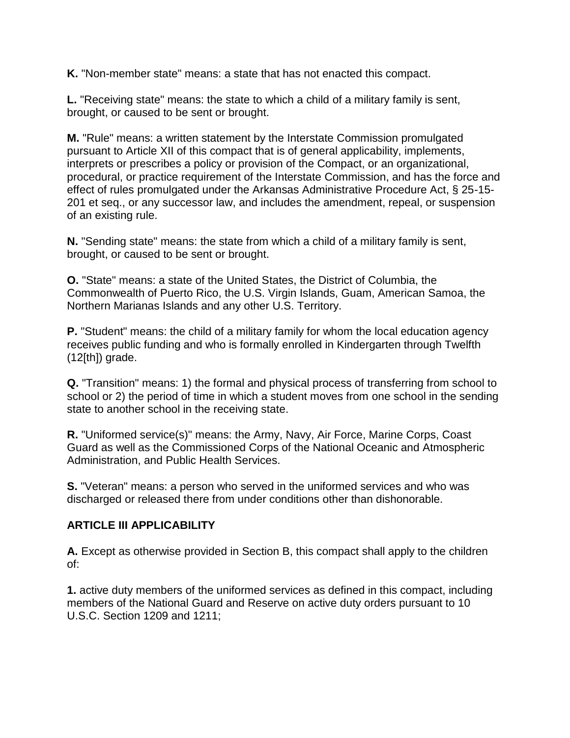**K.** "Non-member state" means: a state that has not enacted this compact.

**L.** "Receiving state" means: the state to which a child of a military family is sent, brought, or caused to be sent or brought.

**M.** "Rule" means: a written statement by the Interstate Commission promulgated pursuant to Article XII of this compact that is of general applicability, implements, interprets or prescribes a policy or provision of the Compact, or an organizational, procedural, or practice requirement of the Interstate Commission, and has the force and effect of rules promulgated under the Arkansas Administrative Procedure Act, § 25-15-201 et seq., or any successor law, and includes the amendment, repeal, or suspension of an existing rule.

**N.** "Sending state" means: the state from which a child of a military family is sent, brought, or caused to be sent or brought.

**O.** "State" means: a state of the United States, the District of Columbia, the Commonwealth of Puerto Rico, the U.S. Virgin Islands, Guam, American Samoa, the Northern Marianas Islands and any other U.S. Territory.

**P.** "Student" means: the child of a military family for whom the local education agency receives public funding and who is formally enrolled in Kindergarten through Twelfth (12[th]) grade.

**Q.** "Transition" means: 1) the formal and physical process of transferring from school to school or 2) the period of time in which a student moves from one school in the sending state to another school in the receiving state.

**R.** "Uniformed service(s)" means: the Army, Navy, Air Force, Marine Corps, Coast Guard as well as the Commissioned Corps of the National Oceanic and Atmospheric Administration, and Public Health Services.

**S.** "Veteran" means: a person who served in the uniformed services and who was discharged or released there from under conditions other than dishonorable.

## ARTICLE III APPLICABILITY

**A.** Except as otherwise provided in Section B, this compact shall apply to the children of:

**1.** active duty members of the uniformed services as defined in this compact, including members of the National Guard and Reserve on active duty orders pursuant to 10 U.S.C. Section 1209 and 1211;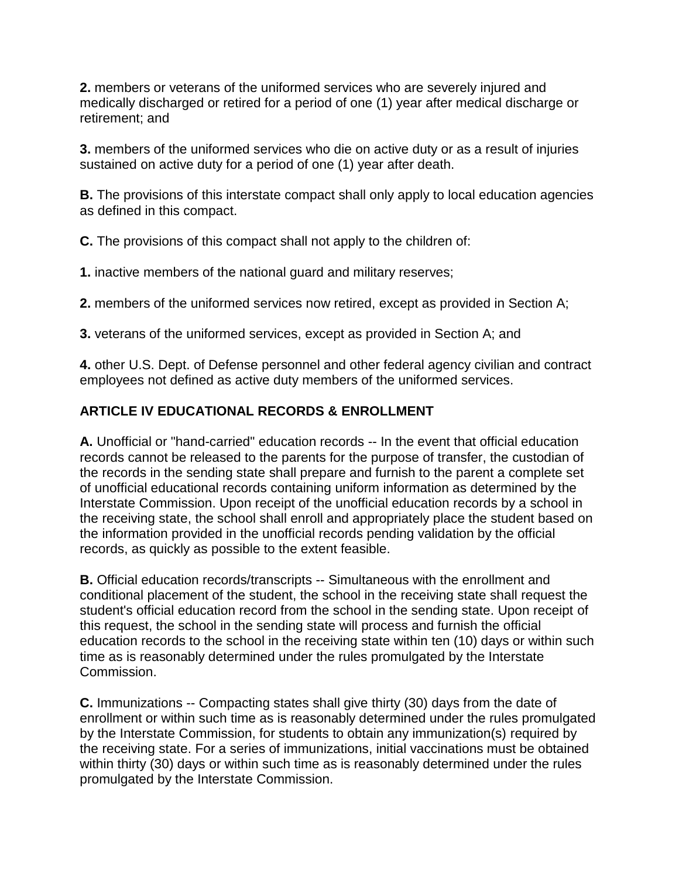**2.** members or veterans of the uniformed services who are severely injured and medically discharged or retired for a period of one (1) year after medical discharge or retirement; and

**3.** members of the uniformed services who die on active duty or as a result of injuries sustained on active duty for a period of one (1) year after death.

**B.** The provisions of this interstate compact shall only apply to local education agencies as defined in this compact.

**C.** The provisions of this compact shall not apply to the children of:

**1.** inactive members of the national guard and military reserves;

**2.** members of the uniformed services now retired, except as provided in Section A;

**3.** veterans of the uniformed services, except as provided in Section A; and

**4.** other U.S. Dept. of Defense personnel and other federal agency civilian and contract employees not defined as active duty members of the uniformed services.

**ARTICLE IV EDUCATIONAL RECORDS & ENROLLMENT**

**A.** Unofficial or "hand-carried" education records -- In the event that official education records cannot be released to the parents for the purpose of transfer, the custodian of the records in the sending state shall prepare and furnish to the parent a complete set of unofficial educational records containing uniform information as determined by the Interstate Commission. Upon receipt of the unofficial education records by a school in the receiving state, the school shall enroll and appropriately place the student based on the information provided in the unofficial records pending validation by the official records, as quickly as possible to the extent feasible.

**B.** Official education records/transcripts -- Simultaneous with the enrollment and conditional placement of the student, the school in the receiving state shall request the student's official education record from the school in the sending state. Upon receipt of this request, the school in the sending state will process and furnish the official education records to the school in the receiving state within ten (10) days or within such time as is reasonably determined under the rules promulgated by the Interstate Commission.

**C.** Immunizations -- Compacting states shall give thirty (30) days from the date of enrollment or within such time as is reasonably determined under the rules promulgated by the Interstate Commission, for students to obtain any immunization(s) required by the receiving state. For a series of immunizations, initial vaccinations must be obtained within thirty (30) days or within such time as is reasonably determined under the rules promulgated by the Interstate Commission.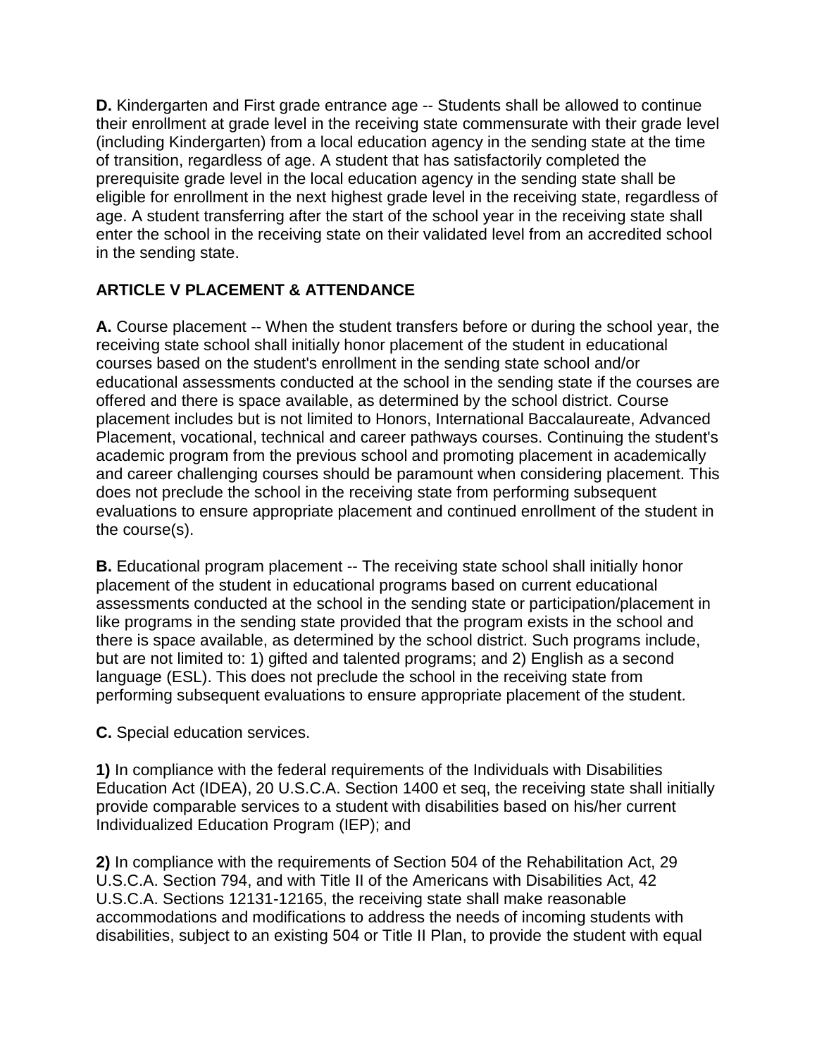**D.** Kindergarten and First grade entrance age -- Students shall be allowed to continue their enrollment at grade level in the receiving state commensurate with their grade level (including Kindergarten) from a local education agency in the sending state at the time of transition, regardless of age. A student that has satisfactorily completed the prerequisite grade level in the local education agency in the sending state shall be eligible for enrollment in the next highest grade level in the receiving state, regardless of age. A student transferring after the start of the school year in the receiving state shall enter the school in the receiving state on their validated level from an accredited school in the sending state.

**ARTICLE V PLACEMENT & ATTENDANCE**

**A.** Course placement -- When the student transfers before or during the school year, the receiving state school shall initially honor placement of the student in educational courses based on the student's enrollment in the sending state school and/or educational assessments conducted at the school in the sending state if the courses are offered and there is space available, as determined by the school district. Course placement includes but is not limited to Honors, International Baccalaureate, Advanced Placement, vocational, technical and career pathways courses. Continuing the student's academic program from the previous school and promoting placement in academically and career challenging courses should be paramount when considering placement. This does not preclude the school in the receiving state from performing subsequent evaluations to ensure appropriate placement and continued enrollment of the student in the course(s).

**B.** Educational program placement -- The receiving state school shall initially honor placement of the student in educational programs based on current educational assessments conducted at the school in the sending state or participation/placement in like programs in the sending state provided that the program exists in the school and there is space available, as determined by the school district. Such programs include, but are not limited to: 1) gifted and talented programs; and 2) English as a second language (ESL). This does not preclude the school in the receiving state from performing subsequent evaluations to ensure appropriate placement of the student.

**C.** Special education services.

**1)** In compliance with the federal requirements of the Individuals with Disabilities Education Act (IDEA), 20 U.S.C.A. Section 1400 et seq, the receiving state shall initially provide comparable services to a student with disabilities based on his/her current Individualized Education Program (IEP); and

**2)** In compliance with the requirements of Section 504 of the Rehabilitation Act, 29 U.S.C.A. Section 794, and with Title II of the Americans with Disabilities Act, 42 U.S.C.A. Sections 12131-12165, the receiving state shall make reasonable accommodations and modifications to address the needs of incoming students with disabilities, subject to an existing 504 or Title II Plan, to provide the student with equal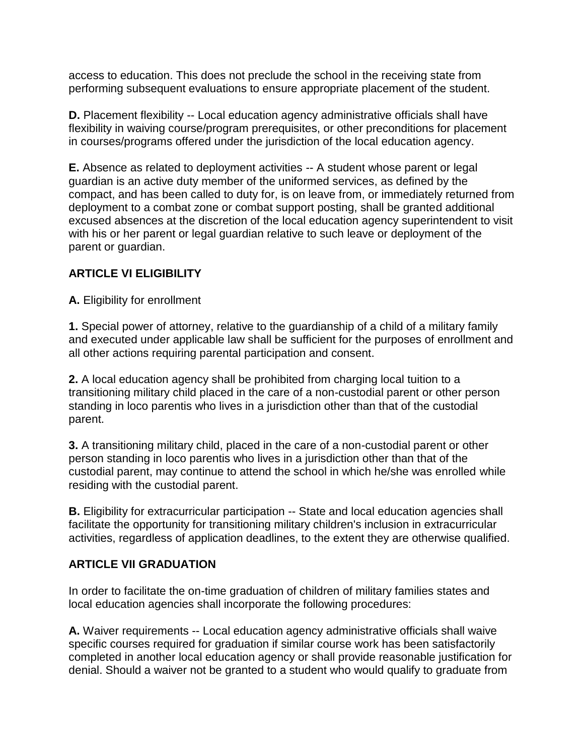access to education. This does not preclude the school in the receiving state from performing subsequent evaluations to ensure appropriate placement of the student.

**D.** Placement flexibility -- Local education agency administrative officials shall have flexibility in waiving course/program prerequisites, or other preconditions for placement in courses/programs offered under the jurisdiction of the local education agency.

**E.** Absence as related to deployment activities -- A student whose parent or legal guardian is an active duty member of the uniformed services, as defined by the compact, and has been called to duty for, is on leave from, or immediately returned from deployment to a combat zone or combat support posting, shall be granted additional excused absences at the discretion of the local education agency superintendent to visit with his or her parent or legal guardian relative to such leave or deployment of the parent or guardian.

**ARTICLE VI ELIGIBILITY**

**A.** Eligibility for enrollment

**1.** Special power of attorney, relative to the guardianship of a child of a military family and executed under applicable law shall be sufficient for the purposes of enrollment and all other actions requiring parental participation and consent.

**2.** A local education agency shall be prohibited from charging local tuition to a transitioning military child placed in the care of a non-custodial parent or other person standing in loco parentis who lives in a jurisdiction other than that of the custodial parent.

**3.** A transitioning military child, placed in the care of a non-custodial parent or other person standing in loco parentis who lives in a jurisdiction other than that of the custodial parent, may continue to attend the school in which he/she was enrolled while residing with the custodial parent.

**B.** Eligibility for extracurricular participation -- State and local education agencies shall facilitate the opportunity for transitioning military children's inclusion in extracurricular activities, regardless of application deadlines, to the extent they are otherwise qualified.

**ARTICLE VII GRADUATION**

In order to facilitate the on-time graduation of children of military families states and local education agencies shall incorporate the following procedures:

**A.** Waiver requirements -- Local education agency administrative officials shall waive specific courses required for graduation if similar course work has been satisfactorily completed in another local education agency or shall provide reasonable justification for denial. Should a waiver not be granted to a student who would qualify to graduate from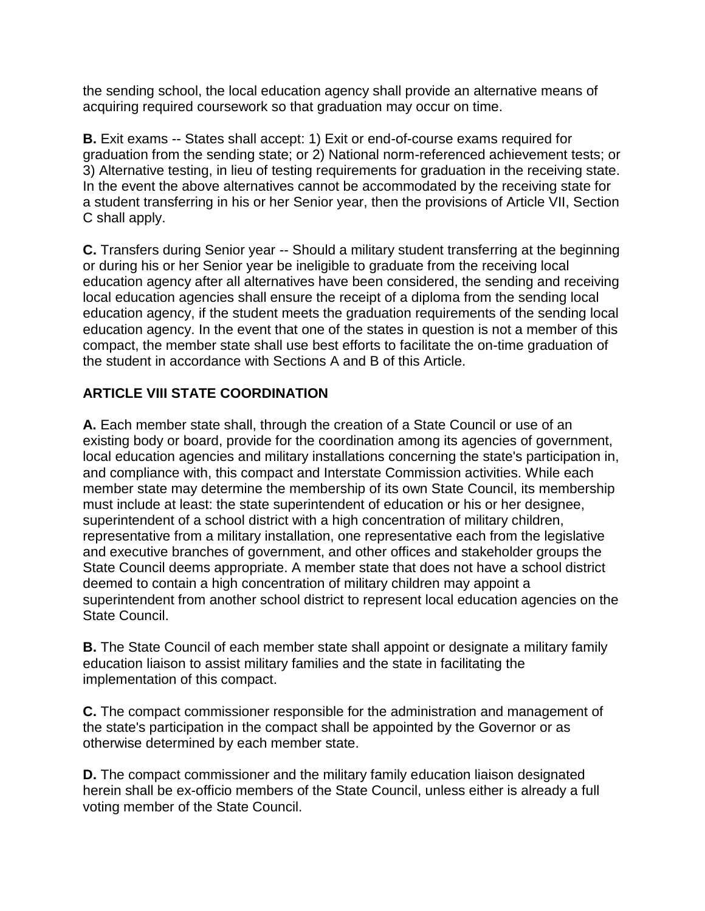the sending school, the local education agency shall provide an alternative means of acquiring required coursework so that graduation may occur on time.

**B.** Exit exams -- States shall accept: 1) Exit or end-of-course exams required for graduation from the sending state; or 2) National norm-referenced achievement tests; or 3) Alternative testing, in lieu of testing requirements for graduation in the receiving state. In the event the above alternatives cannot be accommodated by the receiving state for a student transferring in his or her Senior year, then the provisions of Article VII, Section C shall apply.

**C.** Transfers during Senior year -- Should a military student transferring at the beginning or during his or her Senior year be ineligible to graduate from the receiving local education agency after all alternatives have been considered, the sending and receiving local education agencies shall ensure the receipt of a diploma from the sending local education agency, if the student meets the graduation requirements of the sending local education agency. In the event that one of the states in question is not a member of this compact, the member state shall use best efforts to facilitate the on-time graduation of the student in accordance with Sections A and B of this Article.

## ARTICLE VIII STATE COORDINATION

**A.** Each member state shall, through the creation of a State Council or use of an existing body or board, provide for the coordination among its agencies of government, local education agencies and military installations concerning the state's participation in, and compliance with, this compact and Interstate Commission activities. While each member state may determine the membership of its own State Council, its membership must include at least: the state superintendent of education or his or her designee, superintendent of a school district with a high concentration of military children, representative from a military installation, one representative each from the legislative and executive branches of government, and other offices and stakeholder groups the State Council deems appropriate. A member state that does not have a school district deemed to contain a high concentration of military children may appoint a superintendent from another school district to represent local education agencies on the State Council.

**B.** The State Council of each member state shall appoint or designate a military family education liaison to assist military families and the state in facilitating the implementation of this compact.

**C.** The compact commissioner responsible for the administration and management of the state's participation in the compact shall be appointed by the Governor or as otherwise determined by each member state.

**D.** The compact commissioner and the military family education liaison designated herein shall be ex-officio members of the State Council, unless either is already a full voting member of the State Council.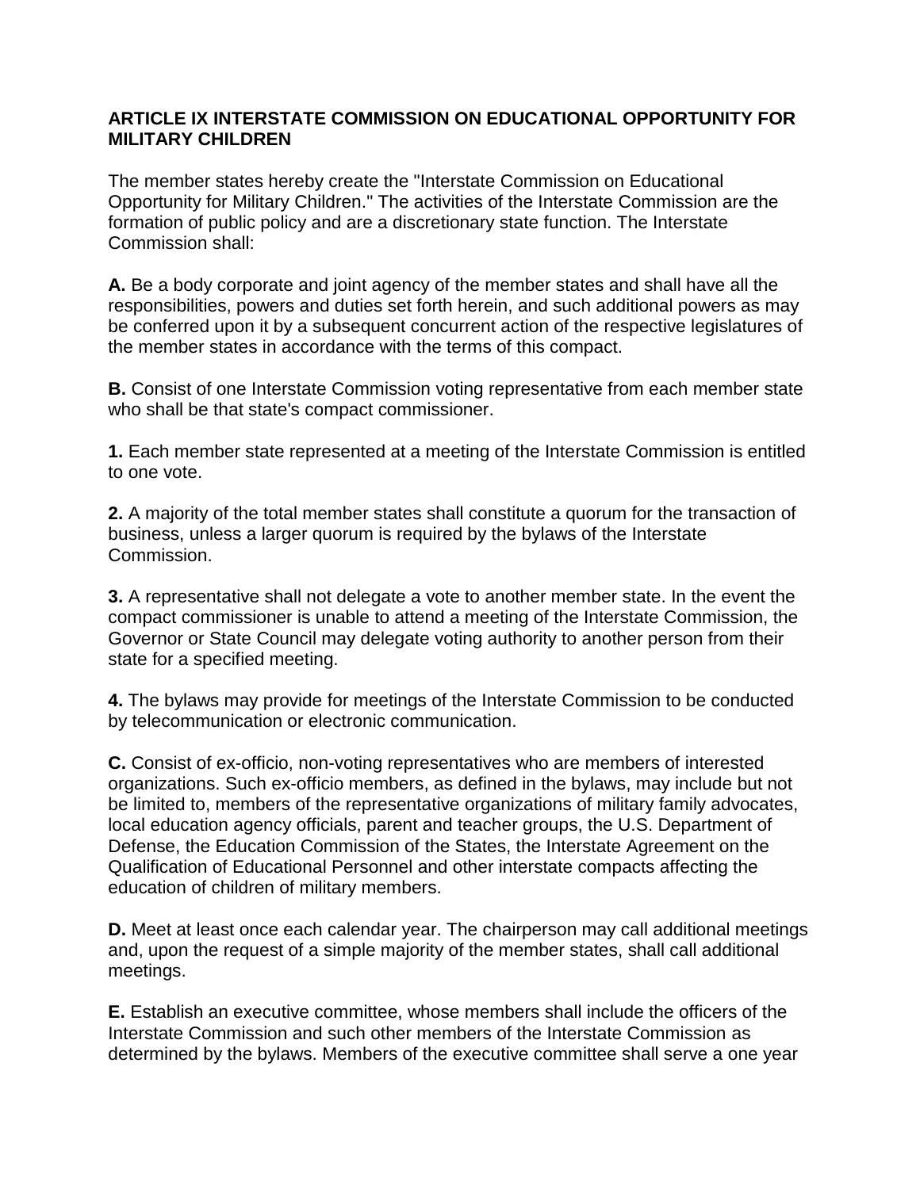### ARTICLE IX INTERSTATE COMMISSION ON EDUCATIONAL OPPORTUNITY FOR MILITARY CHILDREN

The member states hereby create the "Interstate Commission on Educational Opportunity for Military Children." The activities of the Interstate Commission are the formation of public policy and are a discretionary state function. The Interstate Commission shall:

**A.** Be a body corporate and joint agency of the member states and shall have all the responsibilities, powers and duties set forth herein, and such additional powers as may be conferred upon it by a subsequent concurrent action of the respective legislatures of the member states in accordance with the terms of this compact.

**B.** Consist of one Interstate Commission voting representative from each member state who shall be that state's compact commissioner.

**1.** Each member state represented at a meeting of the Interstate Commission is entitled to one vote.

**2.** A majority of the total member states shall constitute a quorum for the transaction of business, unless a larger quorum is required by the bylaws of the Interstate Commission.

**3.** A representative shall not delegate a vote to another member state. In the event the compact commissioner is unable to attend a meeting of the Interstate Commission, the Governor or State Council may delegate voting authority to another person from their state for a specified meeting.

**4.** The bylaws may provide for meetings of the Interstate Commission to be conducted by telecommunication or electronic communication.

**C.** Consist of ex-officio, non-voting representatives who are members of interested organizations. Such ex-officio members, as defined in the bylaws, may include but not be limited to, members of the representative organizations of military family advocates, local education agency officials, parent and teacher groups, the U.S. Department of Defense, the Education Commission of the States, the Interstate Agreement on the Qualification of Educational Personnel and other interstate compacts affecting the education of children of military members.

**D.** Meet at least once each calendar year. The chairperson may call additional meetings and, upon the request of a simple majority of the member states, shall call additional meetings.

**E.** Establish an executive committee, whose members shall include the officers of the Interstate Commission and such other members of the Interstate Commission as determined by the bylaws. Members of the executive committee shall serve a one year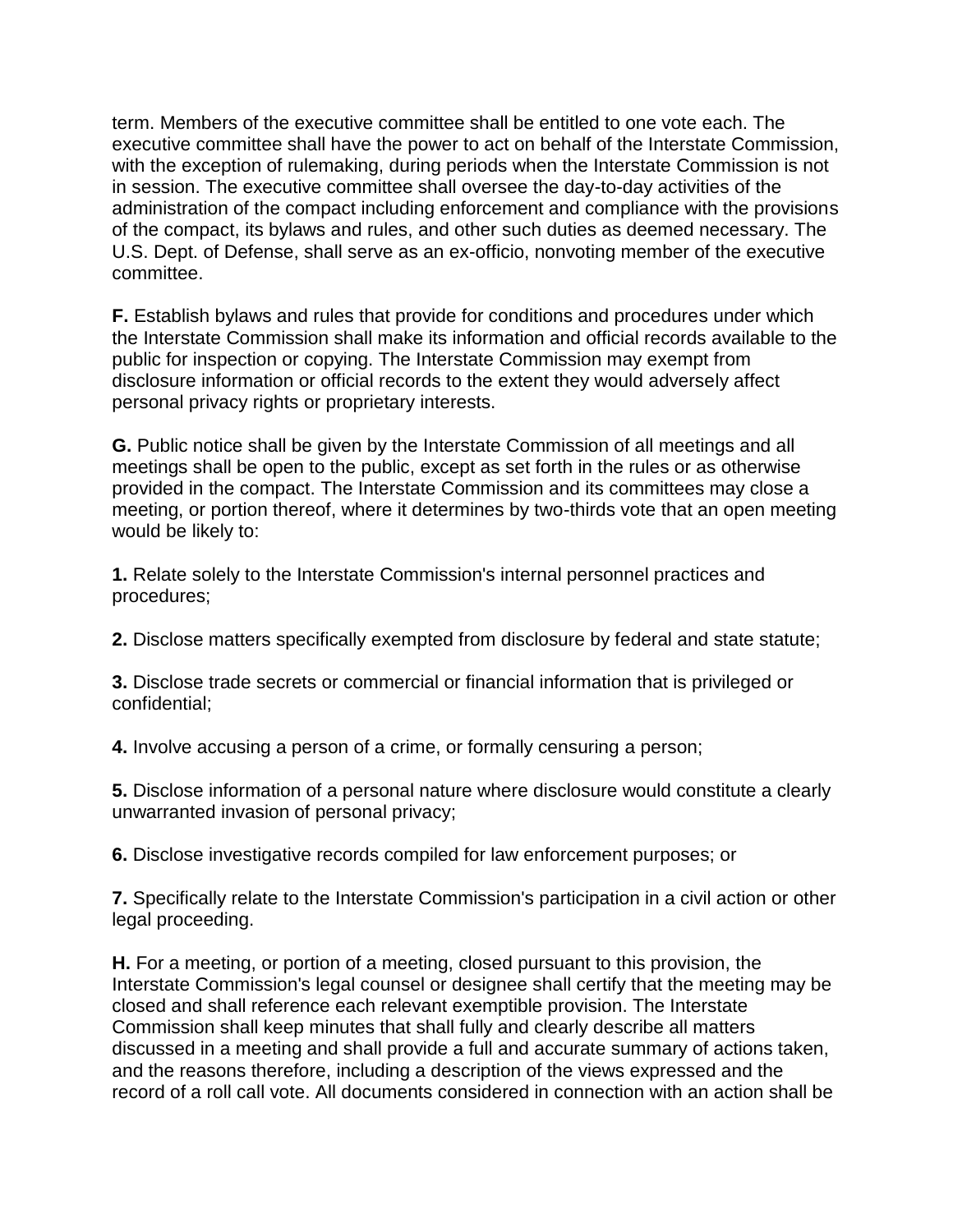term. Members of the executive committee shall be entitled to one vote each. The executive committee shall have the power to act on behalf of the Interstate Commission, with the exception of rulemaking, during periods when the Interstate Commission is not in session. The executive committee shall oversee the day-to-day activities of the administration of the compact including enforcement and compliance with the provisions of the compact, its bylaws and rules, and other such duties as deemed necessary. The U.S. Dept. of Defense, shall serve as an ex-officio, nonvoting member of the executive committee.

**F.** Establish bylaws and rules that provide for conditions and procedures under which the Interstate Commission shall make its information and official records available to the public for inspection or copying. The Interstate Commission may exempt from disclosure information or official records to the extent they would adversely affect personal privacy rights or proprietary interests.

**G.** Public notice shall be given by the Interstate Commission of all meetings and all meetings shall be open to the public, except as set forth in the rules or as otherwise provided in the compact. The Interstate Commission and its committees may close a meeting, or portion thereof, where it determines by two-thirds vote that an open meeting would be likely to:

**1.** Relate solely to the Interstate Commission's internal personnel practices and procedures;

**2.** Disclose matters specifically exempted from disclosure by federal and state statute;

**3.** Disclose trade secrets or commercial or financial information that is privileged or confidential;

**4.** Involve accusing a person of a crime, or formally censuring a person;

**5.** Disclose information of a personal nature where disclosure would constitute a clearly unwarranted invasion of personal privacy;

**6.** Disclose investigative records compiled for law enforcement purposes; or

**7.** Specifically relate to the Interstate Commission's participation in a civil action or other legal proceeding.

**H.** For a meeting, or portion of a meeting, closed pursuant to this provision, the Interstate Commission's legal counsel or designee shall certify that the meeting may be closed and shall reference each relevant exemptible provision. The Interstate Commission shall keep minutes that shall fully and clearly describe all matters discussed in a meeting and shall provide a full and accurate summary of actions taken, and the reasons therefore, including a description of the views expressed and the record of a roll call vote. All documents considered in connection with an action shall be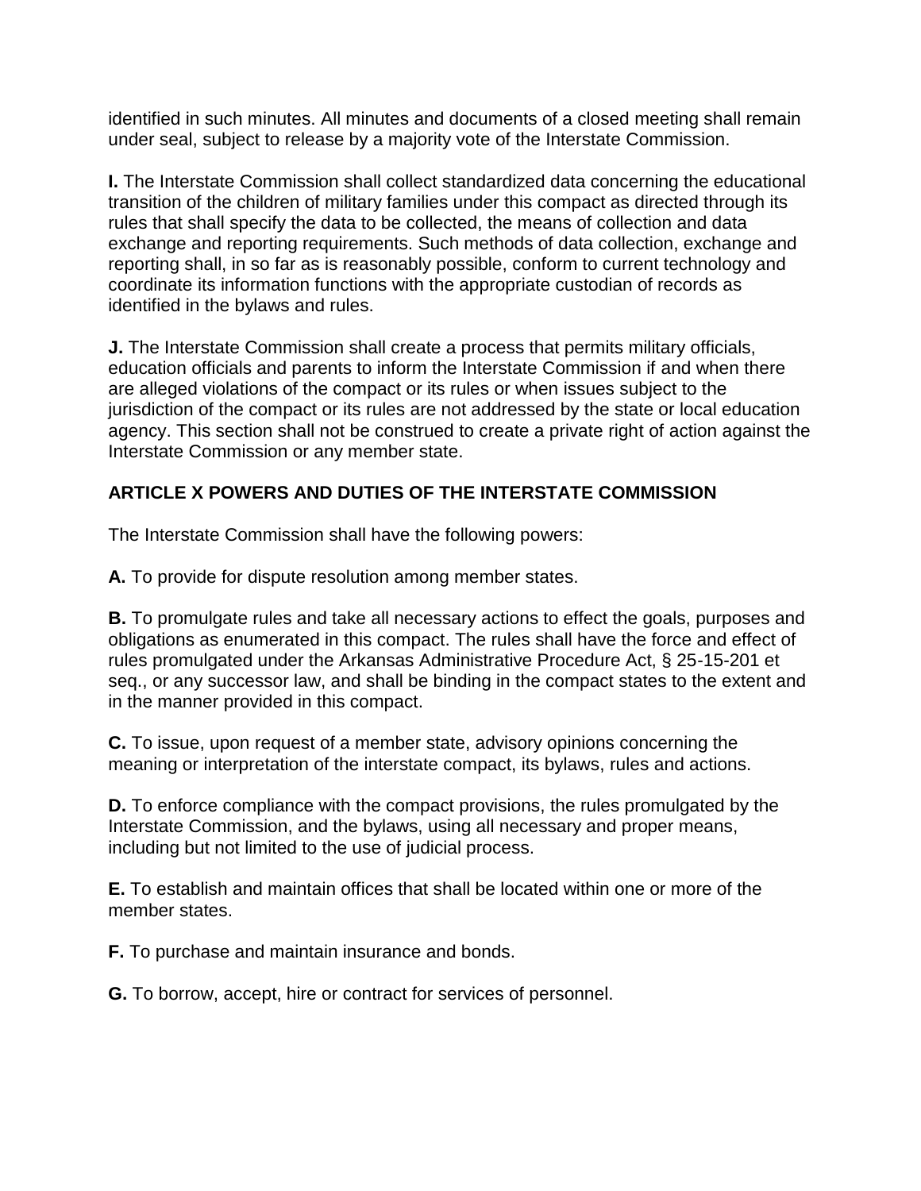identified in such minutes. All minutes and documents of a closed meeting shall remain under seal, subject to release by a majority vote of the Interstate Commission.

**I.** The Interstate Commission shall collect standardized data concerning the educational transition of the children of military families under this compact as directed through its rules that shall specify the data to be collected, the means of collection and data exchange and reporting requirements. Such methods of data collection, exchange and reporting shall, in so far as is reasonably possible, conform to current technology and coordinate its information functions with the appropriate custodian of records as identified in the bylaws and rules.

**J.** The Interstate Commission shall create a process that permits military officials, education officials and parents to inform the Interstate Commission if and when there are alleged violations of the compact or its rules or when issues subject to the jurisdiction of the compact or its rules are not addressed by the state or local education agency. This section shall not be construed to create a private right of action against the Interstate Commission or any member state.

## ARTICLE X POWERS AND DUTIES OF THE INTERSTATE COMMISSION

The Interstate Commission shall have the following powers:

**A.** To provide for dispute resolution among member states.

**B.** To promulgate rules and take all necessary actions to effect the goals, purposes and obligations as enumerated in this compact. The rules shall have the force and effect of rules promulgated under the Arkansas Administrative Procedure Act, § 25-15-201 et seq., or any successor law, and shall be binding in the compact states to the extent and in the manner provided in this compact.

**C.** To issue, upon request of a member state, advisory opinions concerning the meaning or interpretation of the interstate compact, its bylaws, rules and actions.

**D.** To enforce compliance with the compact provisions, the rules promulgated by the Interstate Commission, and the bylaws, using all necessary and proper means, including but not limited to the use of judicial process.

**E.** To establish and maintain offices that shall be located within one or more of the member states.

**F.** To purchase and maintain insurance and bonds.

**G.** To borrow, accept, hire or contract for services of personnel.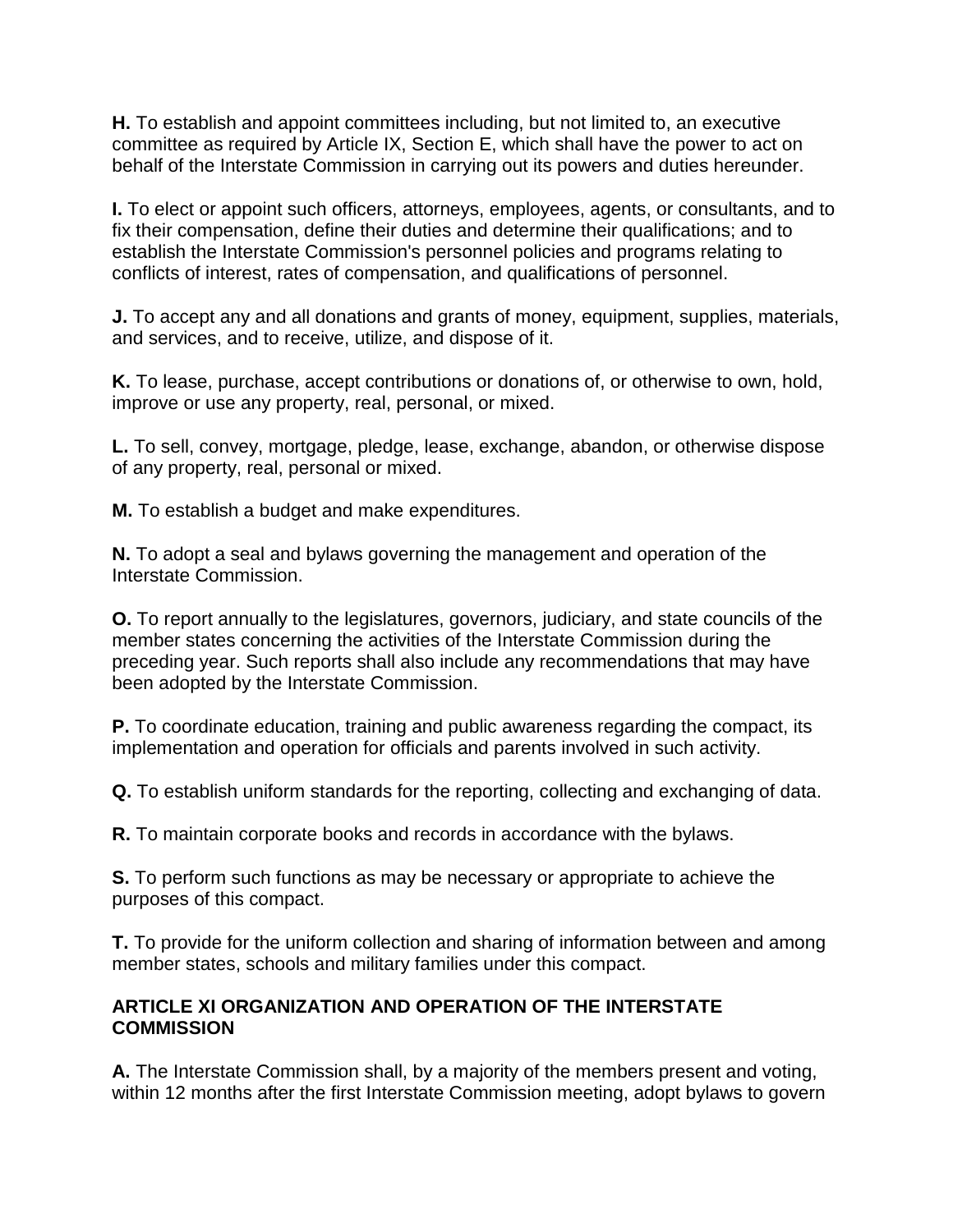**H.** To establish and appoint committees including, but not limited to, an executive committee as required by Article IX, Section E, which shall have the power to act on behalf of the Interstate Commission in carrying out its powers and duties hereunder.

**I.** To elect or appoint such officers, attorneys, employees, agents, or consultants, and to fix their compensation, define their duties and determine their qualifications; and to establish the Interstate Commission's personnel policies and programs relating to conflicts of interest, rates of compensation, and qualifications of personnel.

**J.** To accept any and all donations and grants of money, equipment, supplies, materials, and services, and to receive, utilize, and dispose of it.

**K.** To lease, purchase, accept contributions or donations of, or otherwise to own, hold, improve or use any property, real, personal, or mixed.

**L.** To sell, convey, mortgage, pledge, lease, exchange, abandon, or otherwise dispose of any property, real, personal or mixed.

**M.** To establish a budget and make expenditures.

**N.** To adopt a seal and bylaws governing the management and operation of the Interstate Commission.

**O.** To report annually to the legislatures, governors, judiciary, and state councils of the member states concerning the activities of the Interstate Commission during the preceding year. Such reports shall also include any recommendations that may have been adopted by the Interstate Commission.

**P.** To coordinate education, training and public awareness regarding the compact, its implementation and operation for officials and parents involved in such activity.

**Q.** To establish uniform standards for the reporting, collecting and exchanging of data.

**R.** To maintain corporate books and records in accordance with the bylaws.

**S.** To perform such functions as may be necessary or appropriate to achieve the purposes of this compact.

**T.** To provide for the uniform collection and sharing of information between and among member states, schools and military families under this compact.

## ARTICLE XI ORGANIZATION AND OPERATION OF THE INTERSTATE COMMISSION

**A.** The Interstate Commission shall, by a majority of the members present and voting, within 12 months after the first Interstate Commission meeting, adopt bylaws to govern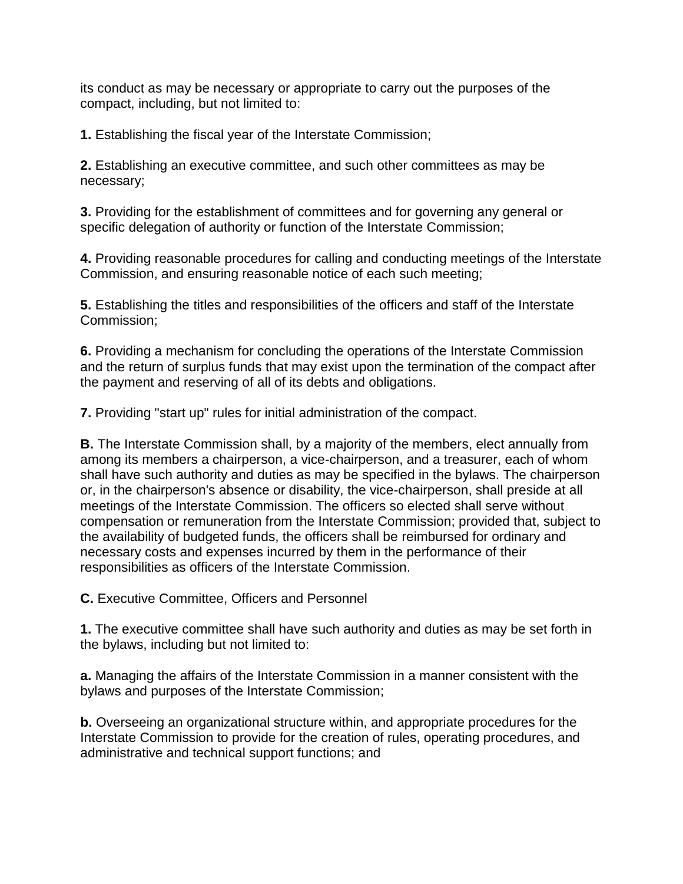its conduct as may be necessary or appropriate to carry out the purposes of the compact, including, but not limited to:

**1.** Establishing the fiscal year of the Interstate Commission;

**2.** Establishing an executive committee, and such other committees as may be necessary;

**3.** Providing for the establishment of committees and for governing any general or specific delegation of authority or function of the Interstate Commission;

**4.** Providing reasonable procedures for calling and conducting meetings of the Interstate Commission, and ensuring reasonable notice of each such meeting;

**5.** Establishing the titles and responsibilities of the officers and staff of the Interstate Commission;

**6.** Providing a mechanism for concluding the operations of the Interstate Commission and the return of surplus funds that may exist upon the termination of the compact after the payment and reserving of all of its debts and obligations.

**7.** Providing "start up" rules for initial administration of the compact.

**B.** The Interstate Commission shall, by a majority of the members, elect annually from among its members a chairperson, a vice-chairperson, and a treasurer, each of whom shall have such authority and duties as may be specified in the bylaws. The chairperson or, in the chairperson's absence or disability, the vice-chairperson, shall preside at all meetings of the Interstate Commission. The officers so elected shall serve without compensation or remuneration from the Interstate Commission; provided that, subject to the availability of budgeted funds, the officers shall be reimbursed for ordinary and necessary costs and expenses incurred by them in the performance of their responsibilities as officers of the Interstate Commission.

**C.** Executive Committee, Officers and Personnel

**1.** The executive committee shall have such authority and duties as may be set forth in the bylaws, including but not limited to:

**a.** Managing the affairs of the Interstate Commission in a manner consistent with the bylaws and purposes of the Interstate Commission;

**b.** Overseeing an organizational structure within, and appropriate procedures for the Interstate Commission to provide for the creation of rules, operating procedures, and administrative and technical support functions; and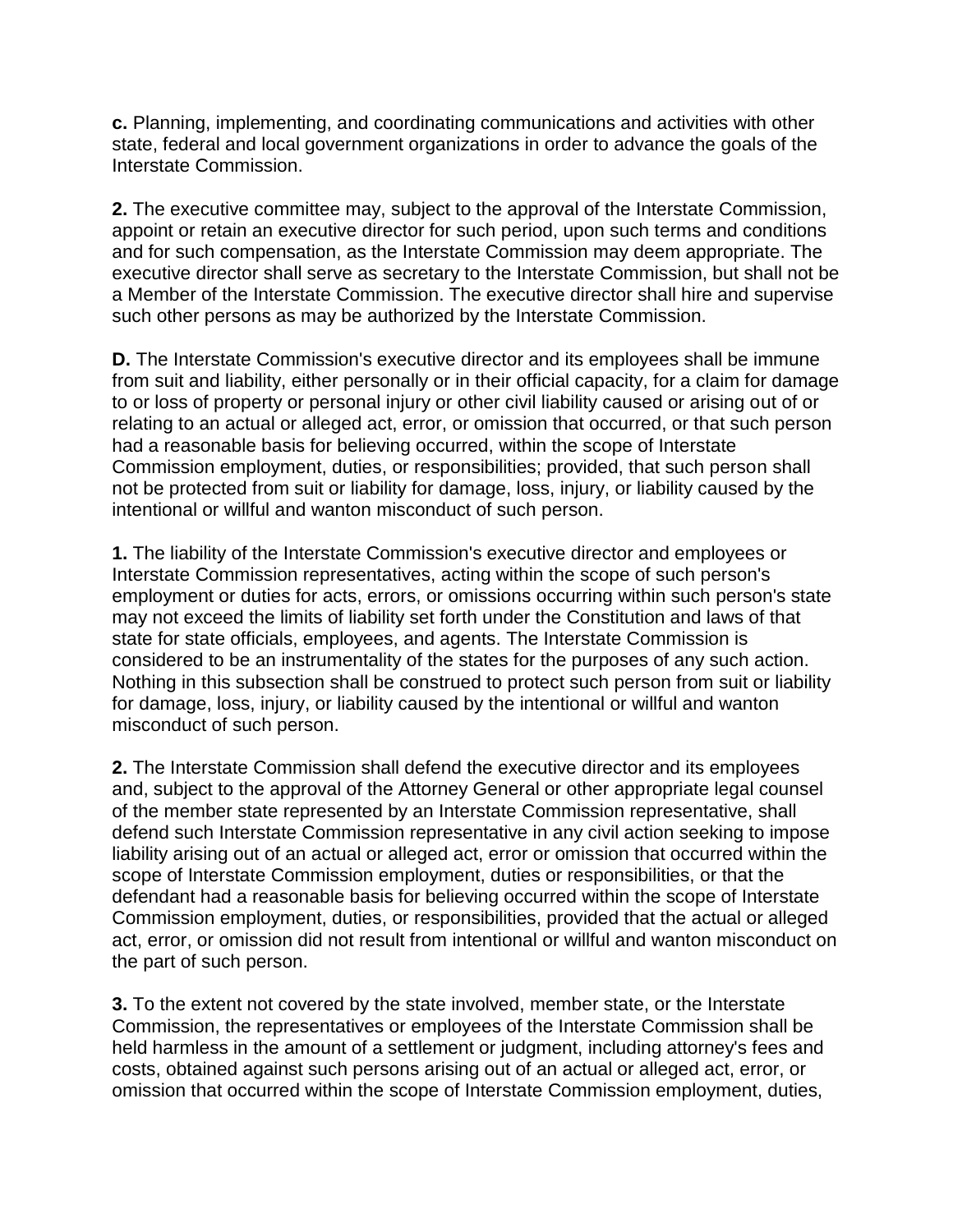**c.** Planning, implementing, and coordinating communications and activities with other state, federal and local government organizations in order to advance the goals of the Interstate Commission.

**2.** The executive committee may, subject to the approval of the Interstate Commission, appoint or retain an executive director for such period, upon such terms and conditions and for such compensation, as the Interstate Commission may deem appropriate. The executive director shall serve as secretary to the Interstate Commission, but shall not be a Member of the Interstate Commission. The executive director shall hire and supervise such other persons as may be authorized by the Interstate Commission.

**D.** The Interstate Commission's executive director and its employees shall be immune from suit and liability, either personally or in their official capacity, for a claim for damage to or loss of property or personal injury or other civil liability caused or arising out of or relating to an actual or alleged act, error, or omission that occurred, or that such person had a reasonable basis for believing occurred, within the scope of Interstate Commission employment, duties, or responsibilities; provided, that such person shall not be protected from suit or liability for damage, loss, injury, or liability caused by the intentional or willful and wanton misconduct of such person.

**1.** The liability of the Interstate Commission's executive director and employees or Interstate Commission representatives, acting within the scope of such person's employment or duties for acts, errors, or omissions occurring within such person's state may not exceed the limits of liability set forth under the Constitution and laws of that state for state officials, employees, and agents. The Interstate Commission is considered to be an instrumentality of the states for the purposes of any such action. Nothing in this subsection shall be construed to protect such person from suit or liability for damage, loss, injury, or liability caused by the intentional or willful and wanton misconduct of such person.

**2.** The Interstate Commission shall defend the executive director and its employees and, subject to the approval of the Attorney General or other appropriate legal counsel of the member state represented by an Interstate Commission representative, shall defend such Interstate Commission representative in any civil action seeking to impose liability arising out of an actual or alleged act, error or omission that occurred within the scope of Interstate Commission employment, duties or responsibilities, or that the defendant had a reasonable basis for believing occurred within the scope of Interstate Commission employment, duties, or responsibilities, provided that the actual or alleged act, error, or omission did not result from intentional or willful and wanton misconduct on the part of such person.

**3.** To the extent not covered by the state involved, member state, or the Interstate Commission, the representatives or employees of the Interstate Commission shall be held harmless in the amount of a settlement or judgment, including attorney's fees and costs, obtained against such persons arising out of an actual or alleged act, error, or omission that occurred within the scope of Interstate Commission employment, duties,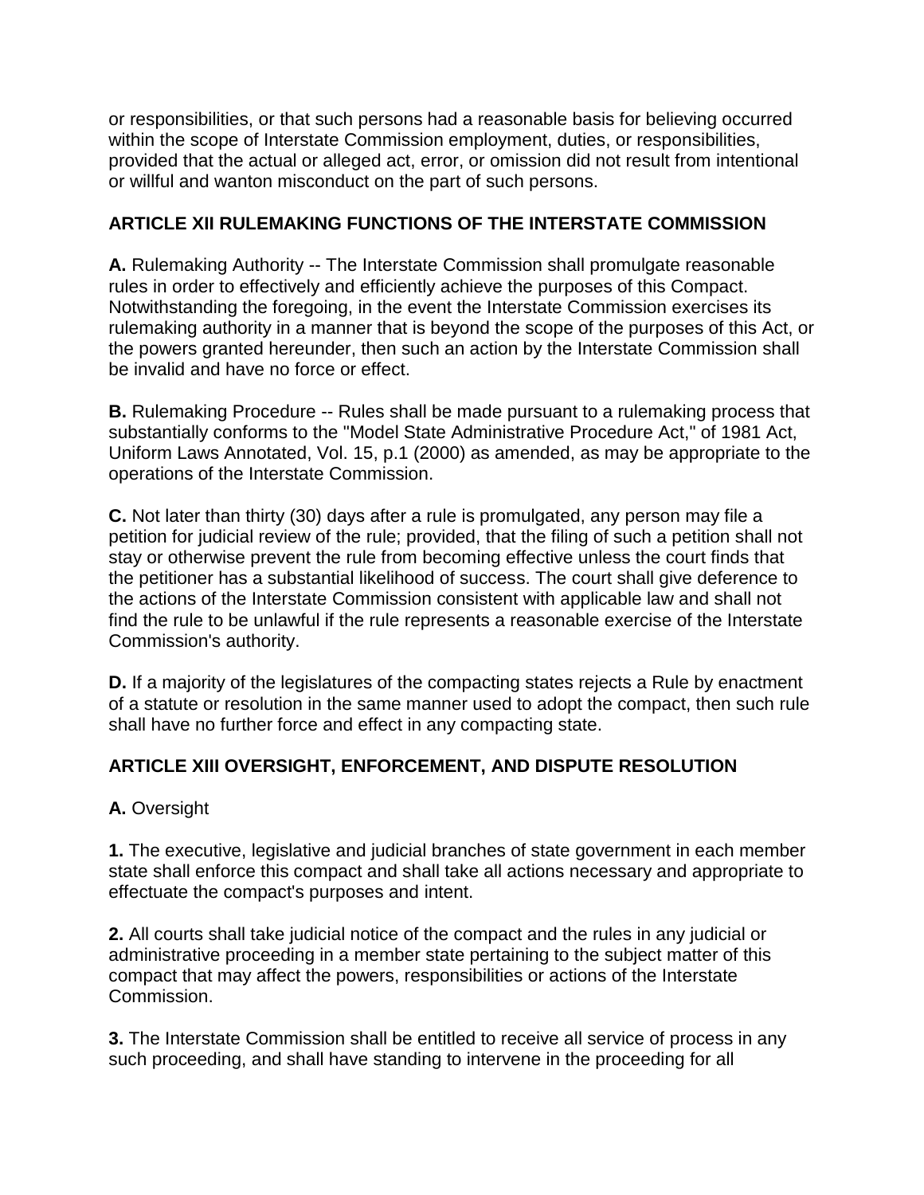or responsibilities, or that such persons had a reasonable basis for believing occurred within the scope of Interstate Commission employment, duties, or responsibilities, provided that the actual or alleged act, error, or omission did not result from intentional or willful and wanton misconduct on the part of such persons.

## ARTICLE XII RULEMAKING FUNCTIONS OF THE INTERSTATE COMMISSION

**A.** Rulemaking Authority -- The Interstate Commission shall promulgate reasonable rules in order to effectively and efficiently achieve the purposes of this Compact. Notwithstanding the foregoing, in the event the Interstate Commission exercises its rulemaking authority in a manner that is beyond the scope of the purposes of this Act, or the powers granted hereunder, then such an action by the Interstate Commission shall be invalid and have no force or effect.

**B.** Rulemaking Procedure -- Rules shall be made pursuant to a rulemaking process that substantially conforms to the "Model State Administrative Procedure Act," of 1981 Act, Uniform Laws Annotated, Vol. 15, p.1 (2000) as amended, as may be appropriate to the operations of the Interstate Commission.

**C.** Not later than thirty (30) days after a rule is promulgated, any person may file a petition for judicial review of the rule; provided, that the filing of such a petition shall not stay or otherwise prevent the rule from becoming effective unless the court finds that the petitioner has a substantial likelihood of success. The court shall give deference to the actions of the Interstate Commission consistent with applicable law and shall not find the rule to be unlawful if the rule represents a reasonable exercise of the Interstate Commission's authority.

**D.** If a majority of the legislatures of the compacting states rejects a Rule by enactment of a statute or resolution in the same manner used to adopt the compact, then such rule shall have no further force and effect in any compacting state.

## ARTICLE XIII OVERSIGHT, ENFORCEMENT, AND DISPUTE RESOLUTION

**A.** Oversight

**1.** The executive, legislative and judicial branches of state government in each member state shall enforce this compact and shall take all actions necessary and appropriate to effectuate the compact's purposes and intent.

**2.** All courts shall take judicial notice of the compact and the rules in any judicial or administrative proceeding in a member state pertaining to the subject matter of this compact that may affect the powers, responsibilities or actions of the Interstate Commission.

**3.** The Interstate Commission shall be entitled to receive all service of process in any such proceeding, and shall have standing to intervene in the proceeding for all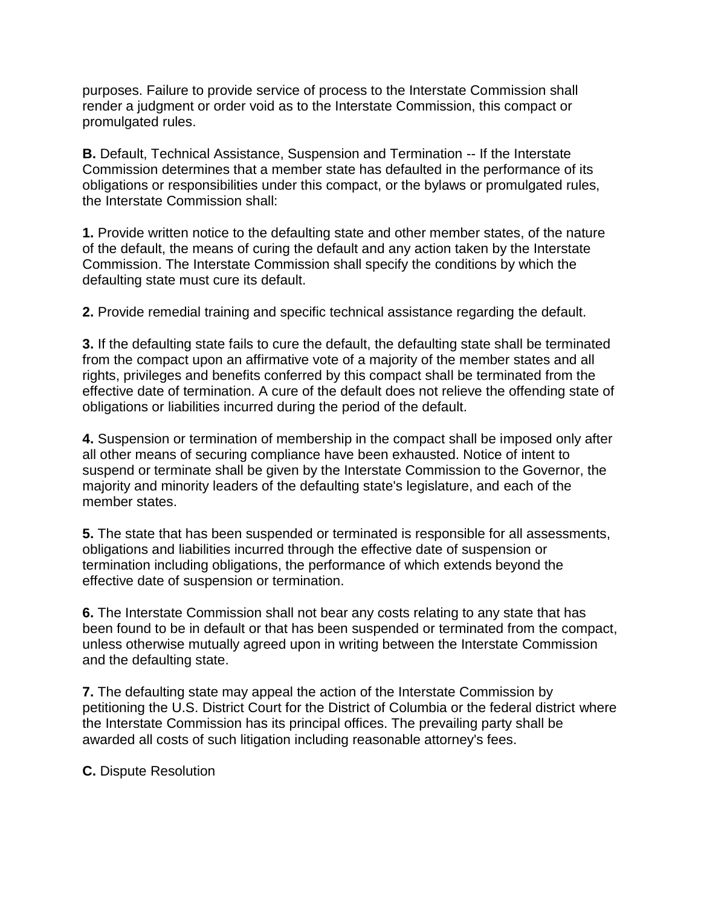purposes. Failure to provide service of process to the Interstate Commission shall render a judgment or order void as to the Interstate Commission, this compact or promulgated rules.

**B.** Default, Technical Assistance, Suspension and Termination -- If the Interstate Commission determines that a member state has defaulted in the performance of its obligations or responsibilities under this compact, or the bylaws or promulgated rules, the Interstate Commission shall:

**1.** Provide written notice to the defaulting state and other member states, of the nature of the default, the means of curing the default and any action taken by the Interstate Commission. The Interstate Commission shall specify the conditions by which the defaulting state must cure its default.

**2.** Provide remedial training and specific technical assistance regarding the default.

**3.** If the defaulting state fails to cure the default, the defaulting state shall be terminated from the compact upon an affirmative vote of a majority of the member states and all rights, privileges and benefits conferred by this compact shall be terminated from the effective date of termination. A cure of the default does not relieve the offending state of obligations or liabilities incurred during the period of the default.

**4.** Suspension or termination of membership in the compact shall be imposed only after all other means of securing compliance have been exhausted. Notice of intent to suspend or terminate shall be given by the Interstate Commission to the Governor, the majority and minority leaders of the defaulting state's legislature, and each of the member states.

**5.** The state that has been suspended or terminated is responsible for all assessments, obligations and liabilities incurred through the effective date of suspension or termination including obligations, the performance of which extends beyond the effective date of suspension or termination.

**6.** The Interstate Commission shall not bear any costs relating to any state that has been found to be in default or that has been suspended or terminated from the compact, unless otherwise mutually agreed upon in writing between the Interstate Commission and the defaulting state.

**7.** The defaulting state may appeal the action of the Interstate Commission by petitioning the U.S. District Court for the District of Columbia or the federal district where the Interstate Commission has its principal offices. The prevailing party shall be awarded all costs of such litigation including reasonable attorney's fees.

**C.** Dispute Resolution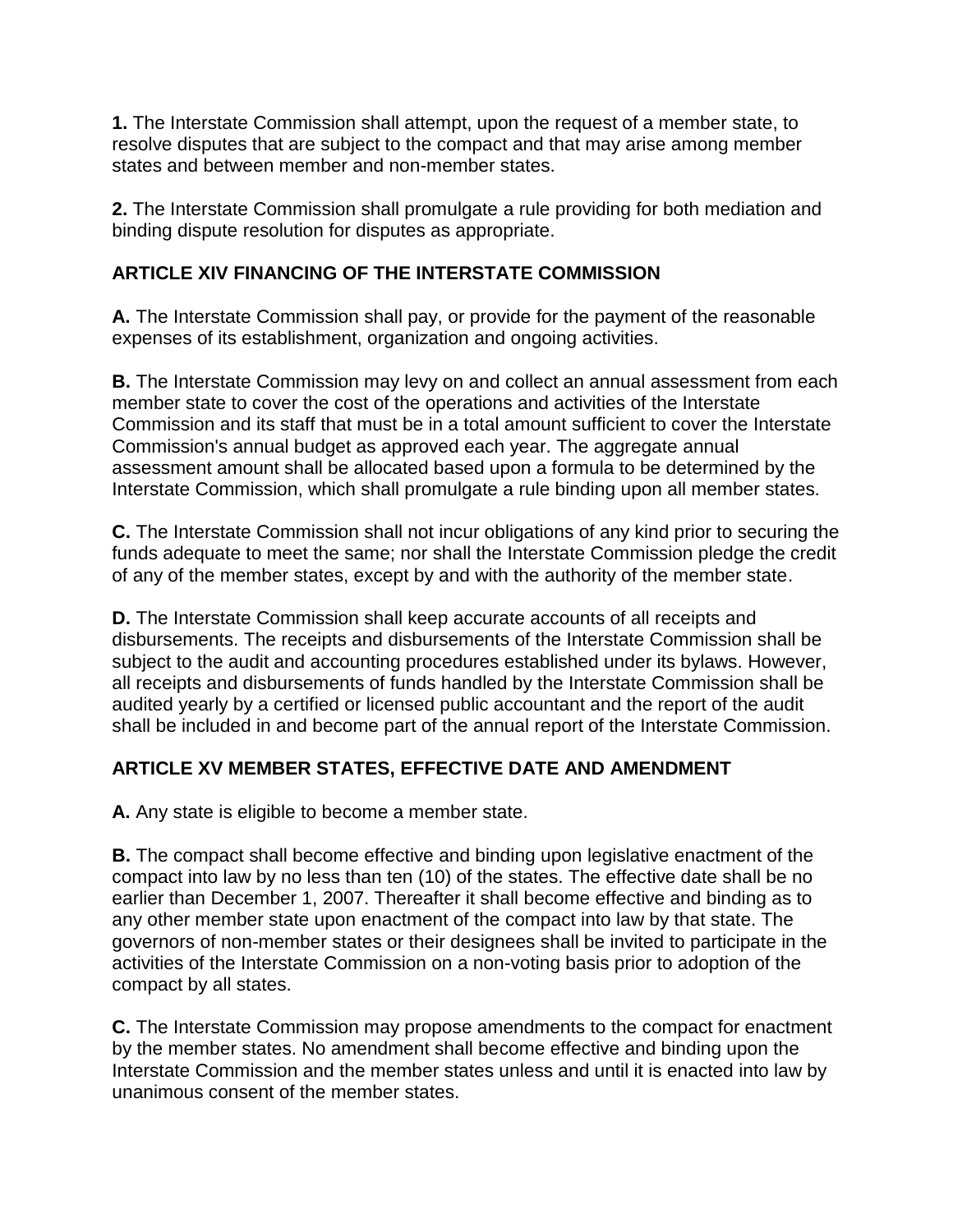**1.** The Interstate Commission shall attempt, upon the request of a member state, to resolve disputes that are subject to the compact and that may arise among member states and between member and non-member states.

**2.** The Interstate Commission shall promulgate a rule providing for both mediation and binding dispute resolution for disputes as appropriate.

## ARTICLE XIV FINANCING OF THE INTERSTATE COMMISSION

**A.** The Interstate Commission shall pay, or provide for the payment of the reasonable expenses of its establishment, organization and ongoing activities.

**B.** The Interstate Commission may levy on and collect an annual assessment from each member state to cover the cost of the operations and activities of the Interstate Commission and its staff that must be in a total amount sufficient to cover the Interstate Commission's annual budget as approved each year. The aggregate annual assessment amount shall be allocated based upon a formula to be determined by the Interstate Commission, which shall promulgate a rule binding upon all member states.

**C.** The Interstate Commission shall not incur obligations of any kind prior to securing the funds adequate to meet the same; nor shall the Interstate Commission pledge the credit of any of the member states, except by and with the authority of the member state.

**D.** The Interstate Commission shall keep accurate accounts of all receipts and disbursements. The receipts and disbursements of the Interstate Commission shall be subject to the audit and accounting procedures established under its bylaws. However, all receipts and disbursements of funds handled by the Interstate Commission shall be audited yearly by a certified or licensed public accountant and the report of the audit shall be included in and become part of the annual report of the Interstate Commission.

## ARTICLE XV MEMBER STATES, EFFECTIVE DATE AND AMENDMENT

**A.** Any state is eligible to become a member state.

**B.** The compact shall become effective and binding upon legislative enactment of the compact into law by no less than ten (10) of the states. The effective date shall be no earlier than December 1, 2007. Thereafter it shall become effective and binding as to any other member state upon enactment of the compact into law by that state. The governors of non-member states or their designees shall be invited to participate in the activities of the Interstate Commission on a non-voting basis prior to adoption of the compact by all states.

**C.** The Interstate Commission may propose amendments to the compact for enactment by the member states. No amendment shall become effective and binding upon the Interstate Commission and the member states unless and until it is enacted into law by unanimous consent of the member states.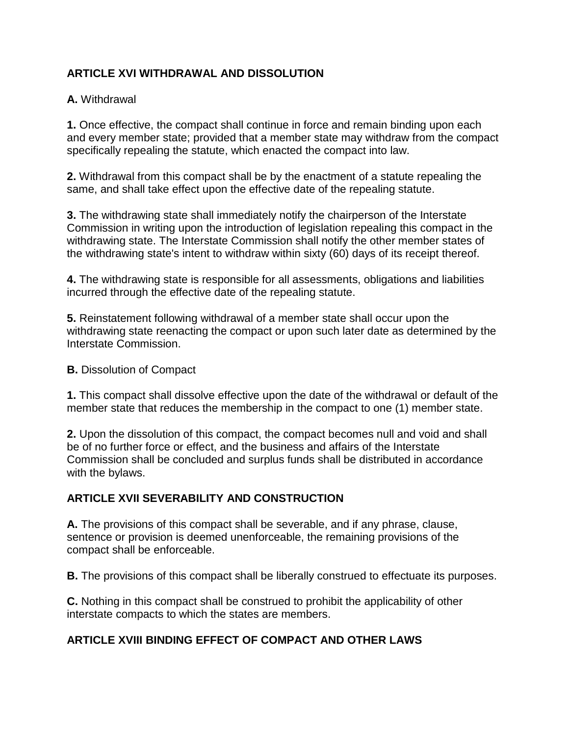## ARTICLE XVI WITHDRAWAL AND DISSOLUTION

**A.** Withdrawal

**1.** Once effective, the compact shall continue in force and remain binding upon each and every member state; provided that a member state may withdraw from the compact specifically repealing the statute, which enacted the compact into law.

**2.** Withdrawal from this compact shall be by the enactment of a statute repealing the same, and shall take effect upon the effective date of the repealing statute.

**3.** The withdrawing state shall immediately notify the chairperson of the Interstate Commission in writing upon the introduction of legislation repealing this compact in the withdrawing state. The Interstate Commission shall notify the other member states of the withdrawing state's intent to withdraw within sixty (60) days of its receipt thereof.

**4.** The withdrawing state is responsible for all assessments, obligations and liabilities incurred through the effective date of the repealing statute.

**5.** Reinstatement following withdrawal of a member state shall occur upon the withdrawing state reenacting the compact or upon such later date as determined by the Interstate Commission.

**B.** Dissolution of Compact

**1.** This compact shall dissolve effective upon the date of the withdrawal or default of the member state that reduces the membership in the compact to one (1) member state.

**2.** Upon the dissolution of this compact, the compact becomes null and void and shall be of no further force or effect, and the business and affairs of the Interstate Commission shall be concluded and surplus funds shall be distributed in accordance with the bylaws.

## ARTICLE XVII SEVERABILITY AND CONSTRUCTION

**A.** The provisions of this compact shall be severable, and if any phrase, clause, sentence or provision is deemed unenforceable, the remaining provisions of the compact shall be enforceable.

**B.** The provisions of this compact shall be liberally construed to effectuate its purposes.

**C.** Nothing in this compact shall be construed to prohibit the applicability of other interstate compacts to which the states are members.

## ARTICLE XVIII BINDING EFFECT OF COMPACT AND OTHER LAWS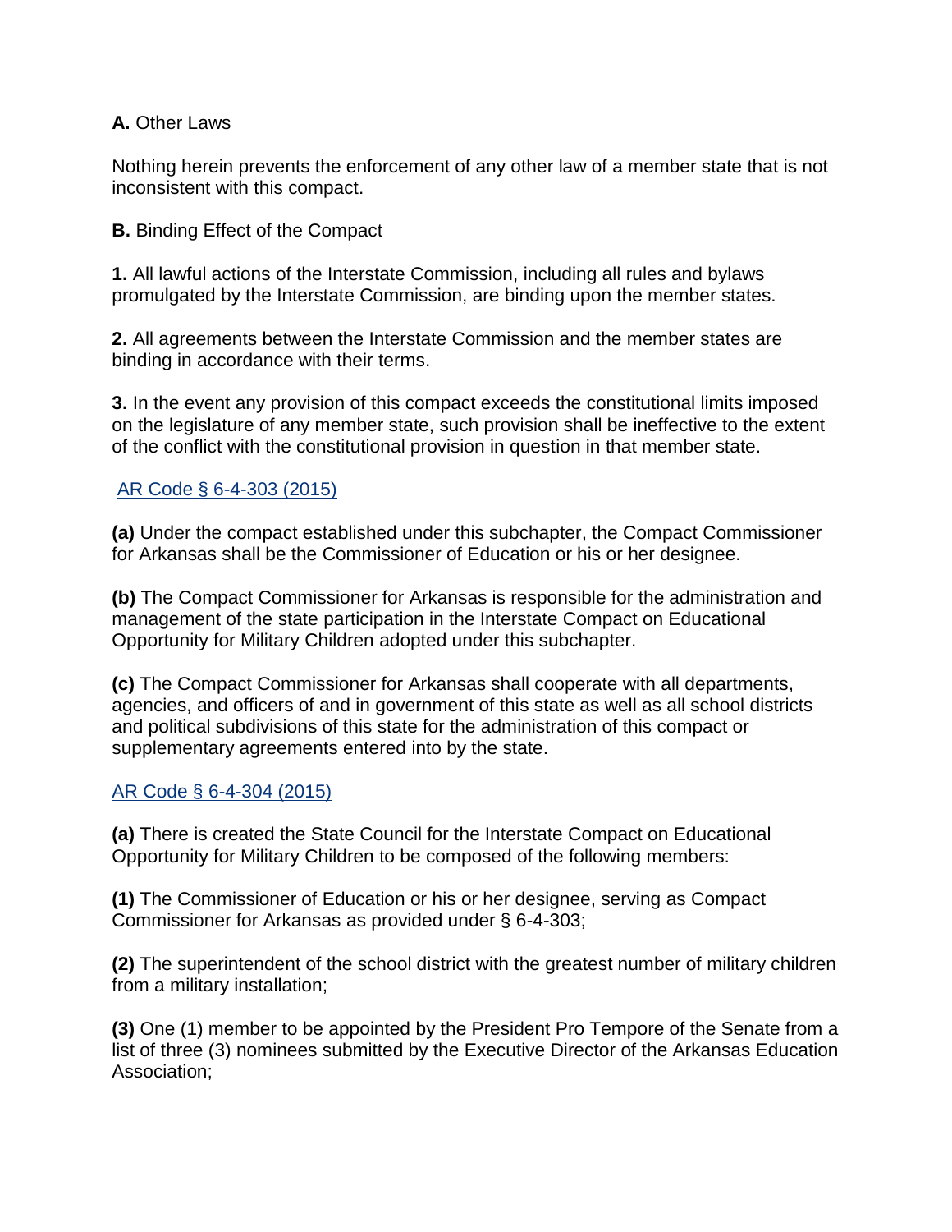**A.** Other Laws

Nothing herein prevents the enforcement of any other law of a member state that is not inconsistent with this compact.

**B.** Binding Effect of the Compact

**1.** All lawful actions of the Interstate Commission, including all rules and bylaws promulgated by the Interstate Commission, are binding upon the member states.

**2.** All agreements between the Interstate Commission and the member states are binding in accordance with their terms.

**3.** In the event any provision of this compact exceeds the constitutional limits imposed on the legislature of any member state, such provision shall be ineffective to the extent of the conflict with the constitutional provision in question in that member state.

AR Code § 6-4-303 (2015)

**(a)** Under the compact established under this subchapter, the Compact Commissioner for Arkansas shall be the Commissioner of Education or his or her designee.

**(b)** The Compact Commissioner for Arkansas is responsible for the administration and management of the state participation in the Interstate Compact on Educational Opportunity for Military Children adopted under this subchapter.

**(c)** The Compact Commissioner for Arkansas shall cooperate with all departments, agencies, and officers of and in government of this state as well as all school districts and political subdivisions of this state for the administration of this compact or supplementary agreements entered into by the state.

AR Code § 6-4-304 (2015)

**(a)** There is created the State Council for the Interstate Compact on Educational Opportunity for Military Children to be composed of the following members:

**(1)** The Commissioner of Education or his or her designee, serving as Compact Commissioner for Arkansas as provided under § 6-4-303;

**(2)** The superintendent of the school district with the greatest number of military children from a military installation;

**(3)** One (1) member to be appointed by the President Pro Tempore of the Senate from a list of three (3) nominees submitted by the Executive Director of the Arkansas Education Association;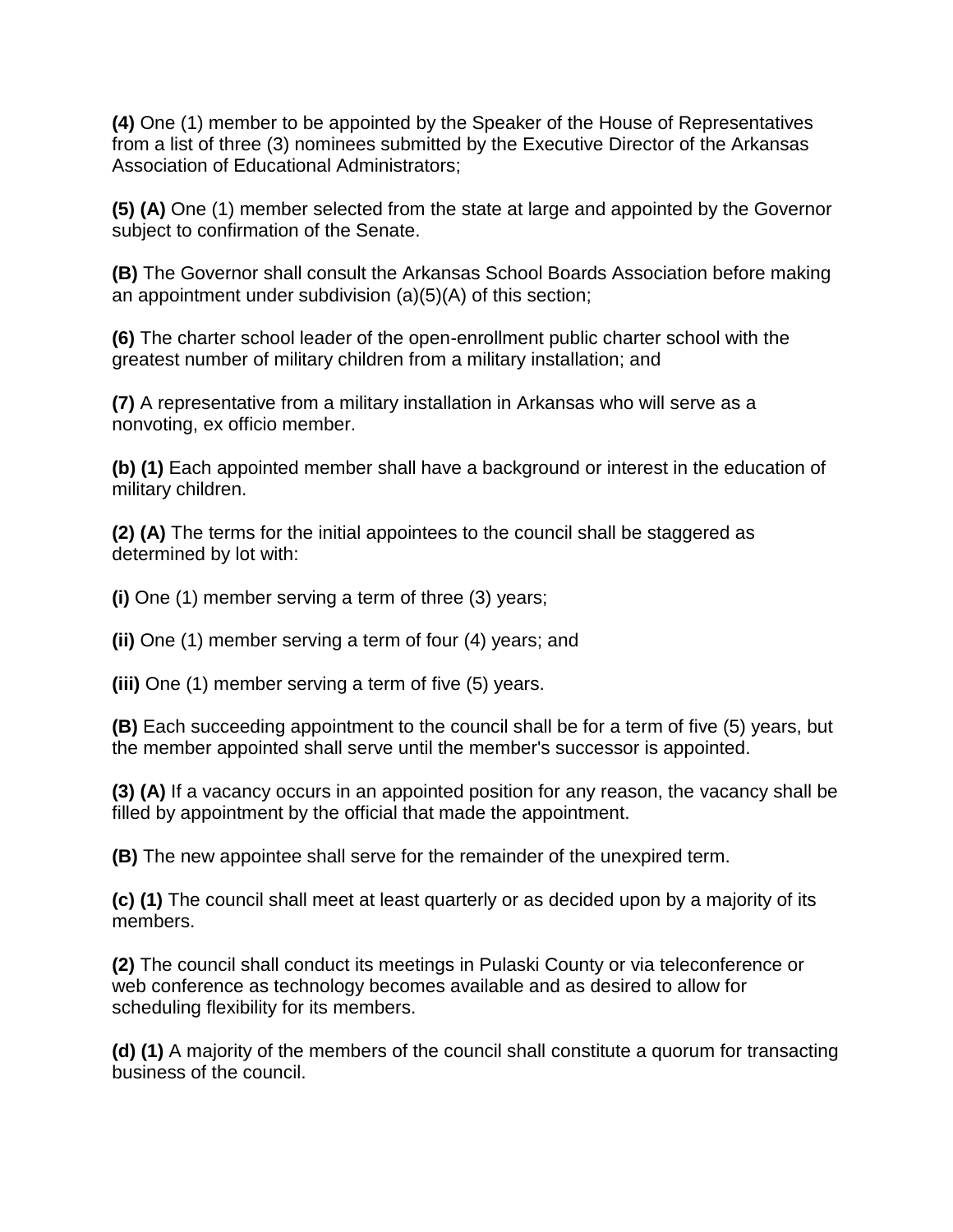**(4)** One (1) member to be appointed by the Speaker of the House of Representatives from a list of three (3) nominees submitted by the Executive Director of the Arkansas Association of Educational Administrators;

**(5) (A)** One (1) member selected from the state at large and appointed by the Governor subject to confirmation of the Senate.

**(B)** The Governor shall consult the Arkansas School Boards Association before making an appointment under subdivision (a)(5)(A) of this section;

**(6)** The charter school leader of the open-enrollment public charter school with the greatest number of military children from a military installation; and

**(7)** A representative from a military installation in Arkansas who will serve as a nonvoting, ex officio member.

**(b) (1)** Each appointed member shall have a background or interest in the education of military children.

**(2) (A)** The terms for the initial appointees to the council shall be staggered as determined by lot with:

**(i)** One (1) member serving a term of three (3) years;

**(ii)** One (1) member serving a term of four (4) years; and

**(iii)** One (1) member serving a term of five (5) years.

**(B)** Each succeeding appointment to the council shall be for a term of five (5) years, but the member appointed shall serve until the member's successor is appointed.

**(3) (A)** If a vacancy occurs in an appointed position for any reason, the vacancy shall be filled by appointment by the official that made the appointment.

**(B)** The new appointee shall serve for the remainder of the unexpired term.

**(c) (1)** The council shall meet at least quarterly or as decided upon by a majority of its members.

**(2)** The council shall conduct its meetings in Pulaski County or via teleconference or web conference as technology becomes available and as desired to allow for scheduling flexibility for its members.

**(d) (1)** A majority of the members of the council shall constitute a quorum for transacting business of the council.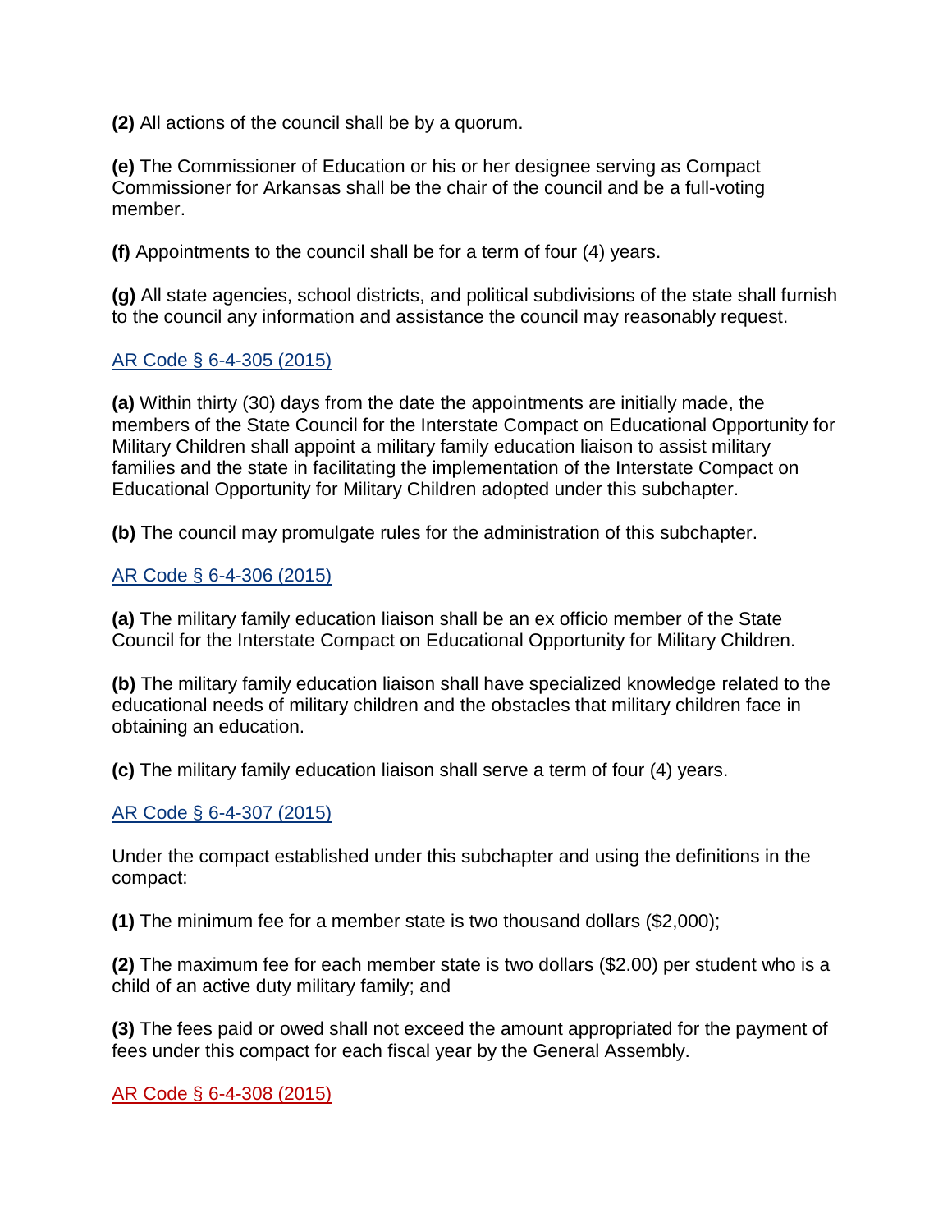**(2)** All actions of the council shall be by a quorum.

**(e)** The Commissioner of Education or his or her designee serving as Compact Commissioner for Arkansas shall be the chair of the council and be a full-voting member.

**(f)** Appointments to the council shall be for a term of four (4) years.

**(g)** All state agencies, school districts, and political subdivisions of the state shall furnish to the council any information and assistance the council may reasonably request.

AR Code § 6-4-305 (2015)

**(a)** Within thirty (30) days from the date the appointments are initially made, the members of the State Council for the Interstate Compact on Educational Opportunity for Military Children shall appoint a military family education liaison to assist military families and the state in facilitating the implementation of the Interstate Compact on Educational Opportunity for Military Children adopted under this subchapter.

**(b)** The council may promulgate rules for the administration of this subchapter.

AR Code § 6-4-306 (2015)

**(a)** The military family education liaison shall be an ex officio member of the State Council for the Interstate Compact on Educational Opportunity for Military Children.

**(b)** The military family education liaison shall have specialized knowledge related to the educational needs of military children and the obstacles that military children face in obtaining an education.

**(c)** The military family education liaison shall serve a term of four (4) years.

AR Code § 6-4-307 (2015)

Under the compact established under this subchapter and using the definitions in the compact:

**(1)** The minimum fee for a member state is two thousand dollars ($2,000);

**(2)** The maximum fee for each member state is two dollars ($2.00) per student who is a child of an active duty military family; and

**(3)** The fees paid or owed shall not exceed the amount appropriated for the payment of fees under this compact for each fiscal year by the General Assembly.

AR Code § 6-4-308 (2015)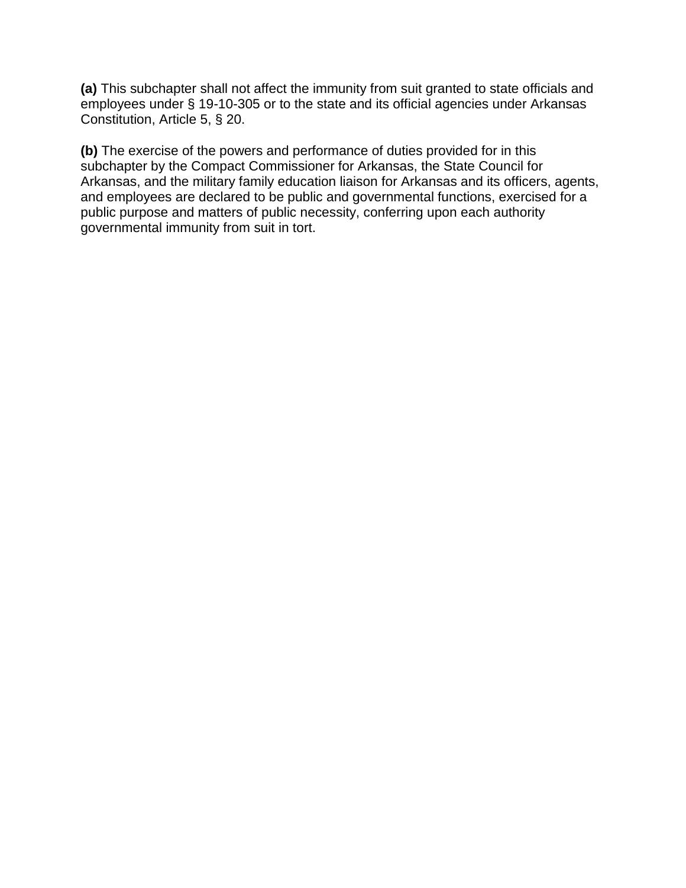**(a)** This subchapter shall not affect the immunity from suit granted to state officials and employees under § 19-10-305 or to the state and its official agencies under Arkansas Constitution, Article 5, § 20.

**(b)** The exercise of the powers and performance of duties provided for in this subchapter by the Compact Commissioner for Arkansas, the State Council for Arkansas, and the military family education liaison for Arkansas and its officers, agents, and employees are declared to be public and governmental functions, exercised for a public purpose and matters of public necessity, conferring upon each authority governmental immunity from suit in tort.